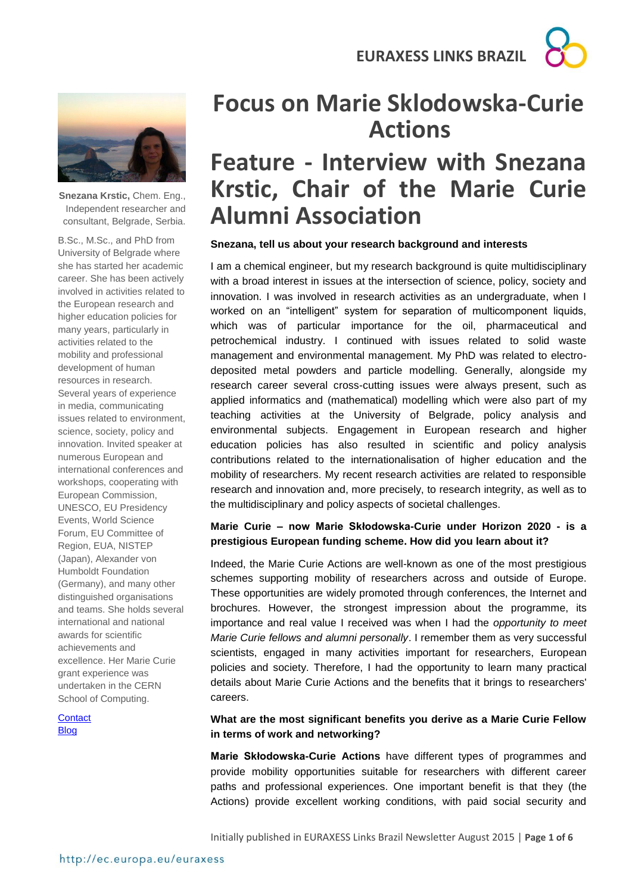# Focus on Marie Sklodowska-Curie Actions

# Feature - Interview with Snezana Krstic, Chair of the Marie Curie Alumni Association

**Snezana Krstic,** Chem. Eng., Independent researcher and consultant, Belgrade, Serbia.

B.Sc., M.Sc., and PhD from University of Belgrade where she has started her academic career. She has been actively involved in activities related to the European research and higher education policies for many years, particularly in activities related to the mobility and professional development of human resources in research. Several years of experience in media, communicating issues related to environment, science, society, policy and innovation. Invited speaker at numerous European and international conferences and workshops, cooperating with European Commission, UNESCO, EU Presidency Events, World Science Forum, EU Committee of Region, EUA, NISTEP (Japan), Alexander von Humboldt Foundation (Germany), and many other distinguished organisations and teams. She holds several international and national awards for scientific achievements and excellence. Her Marie Curie grant experience was undertaken in the CERN School of Computing.

[Contact](#)
[Blog](#)

**Snezana, tell us about your research background and interests**

I am a chemical engineer, but my research background is quite multidisciplinary with a broad interest in issues at the intersection of science, policy, society and innovation. I was involved in research activities as an undergraduate, when I worked on an "intelligent" system for separation of multicomponent liquids, which was of particular importance for the oil, pharmaceutical and petrochemical industry. I continued with issues related to solid waste management and environmental management. My PhD was related to electro-deposited metal powders and particle modelling. Generally, alongside my research career several cross-cutting issues were always present, such as applied informatics and (mathematical) modelling which were also part of my teaching activities at the University of Belgrade, policy analysis and environmental subjects. Engagement in European research and higher education policies has also resulted in scientific and policy analysis contributions related to the internationalisation of higher education and the mobility of researchers. My recent research activities are related to responsible research and innovation and, more precisely, to research integrity, as well as to the multidisciplinary and policy aspects of societal challenges.

**Marie Curie – now Marie Skłodowska-Curie under Horizon 2020 - is a prestigious European funding scheme. How did you learn about it?**

Indeed, the Marie Curie Actions are well-known as one of the most prestigious schemes supporting mobility of researchers across and outside of Europe. These opportunities are widely promoted through conferences, the Internet and brochures. However, the strongest impression about the programme, its importance and real value I received was when I had the *opportunity to meet Marie Curie fellows and alumni personally*. I remember them as very successful scientists, engaged in many activities important for researchers, European policies and society. Therefore, I had the opportunity to learn many practical details about Marie Curie Actions and the benefits that it brings to researchers' careers.

**What are the most significant benefits you derive as a Marie Curie Fellow in terms of work and networking?**

**Marie Skłodowska-Curie Actions** have different types of programmes and provide mobility opportunities suitable for researchers with different career paths and professional experiences. One important benefit is that they (the Actions) provide excellent working conditions, with paid social security and

Initially published in EURAXESS Links Brazil Newsletter August 2015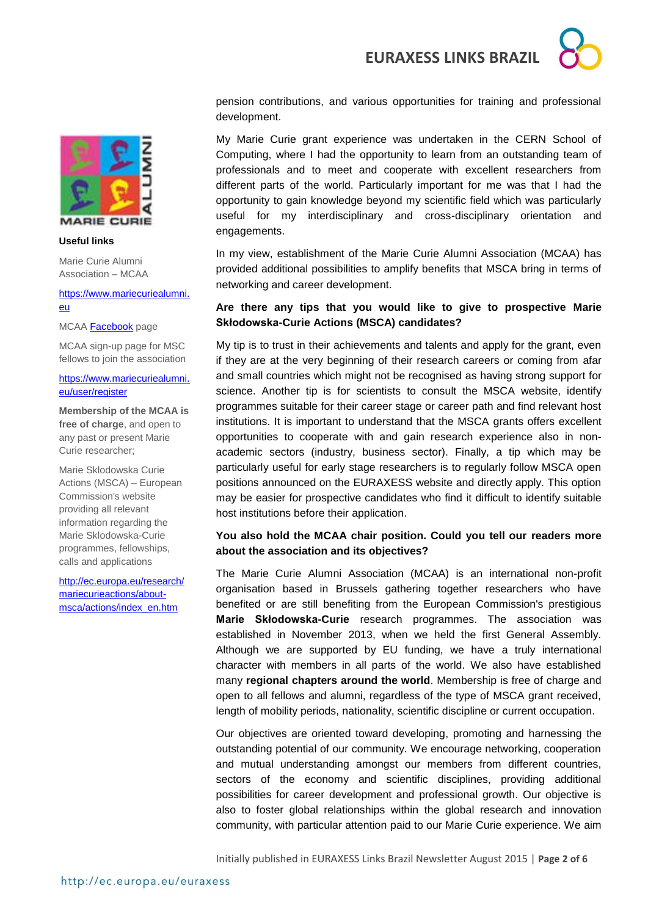pension contributions, and various opportunities for training and professional development.

My Marie Curie grant experience was undertaken in the CERN School of Computing, where I had the opportunity to learn from an outstanding team of professionals and to meet and cooperate with excellent researchers from different parts of the world. Particularly important for me was that I had the opportunity to gain knowledge beyond my scientific field which was particularly useful for my interdisciplinary and cross-disciplinary orientation and engagements.

In my view, establishment of the Marie Curie Alumni Association (MCAA) has provided additional possibilities to amplify benefits that MSCA bring in terms of networking and career development.

**Are there any tips that you would like to give to prospective Marie Skłodowska-Curie Actions (MSCA) candidates?**

My tip is to trust in their achievements and talents and apply for the grant, even if they are at the very beginning of their research careers or coming from afar and small countries which might not be recognised as having strong support for science. Another tip is for scientists to consult the MSCA website, identify programmes suitable for their career stage or career path and find relevant host institutions. It is important to understand that the MSCA grants offers excellent opportunities to cooperate with and gain research experience also in non-academic sectors (industry, business sector). Finally, a tip which may be particularly useful for early stage researchers is to regularly follow MSCA open positions announced on the EURAXESS website and directly apply. This option may be easier for prospective candidates who find it difficult to identify suitable host institutions before their application.

**You also hold the MCAA chair position. Could you tell our readers more about the association and its objectives?**

The Marie Curie Alumni Association (MCAA) is an international non-profit organisation based in Brussels gathering together researchers who have benefited or are still benefiting from the European Commission's prestigious **Marie Skłodowska-Curie** research programmes. The association was established in November 2013, when we held the first General Assembly. Although we are supported by EU funding, we have a truly international character with members in all parts of the world. We also have established many **regional chapters around the world**. Membership is free of charge and open to all fellows and alumni, regardless of the type of MSCA grant received, length of mobility periods, nationality, scientific discipline or current occupation.

Our objectives are oriented toward developing, promoting and harnessing the outstanding potential of our community. We encourage networking, cooperation and mutual understanding amongst our members from different countries, sectors of the economy and scientific disciplines, providing additional possibilities for career development and professional growth. Our objective is also to foster global relationships within the global research and innovation community, with particular attention paid to our Marie Curie experience. We aim

MARIE CURIE ALUMNI

**Useful links**

Marie Curie Alumni Association – MCAA

https://www.mariecuriealumni.eu

MCAA Facebook page

MCAA sign-up page for MSC fellows to join the association

https://www.mariecuriealumni.eu/user/register

**Membership of the MCAA is free of charge**, and open to any past or present Marie Curie researcher;

Marie Sklodowska Curie Actions (MSCA) – European Commission's website providing all relevant information regarding the Marie Sklodowska-Curie programmes, fellowships, calls and applications

http://ec.europa.eu/research/mariecurieactions/about-msca/actions/index_en.htm

Initially published in EURAXESS Links Brazil Newsletter August 2015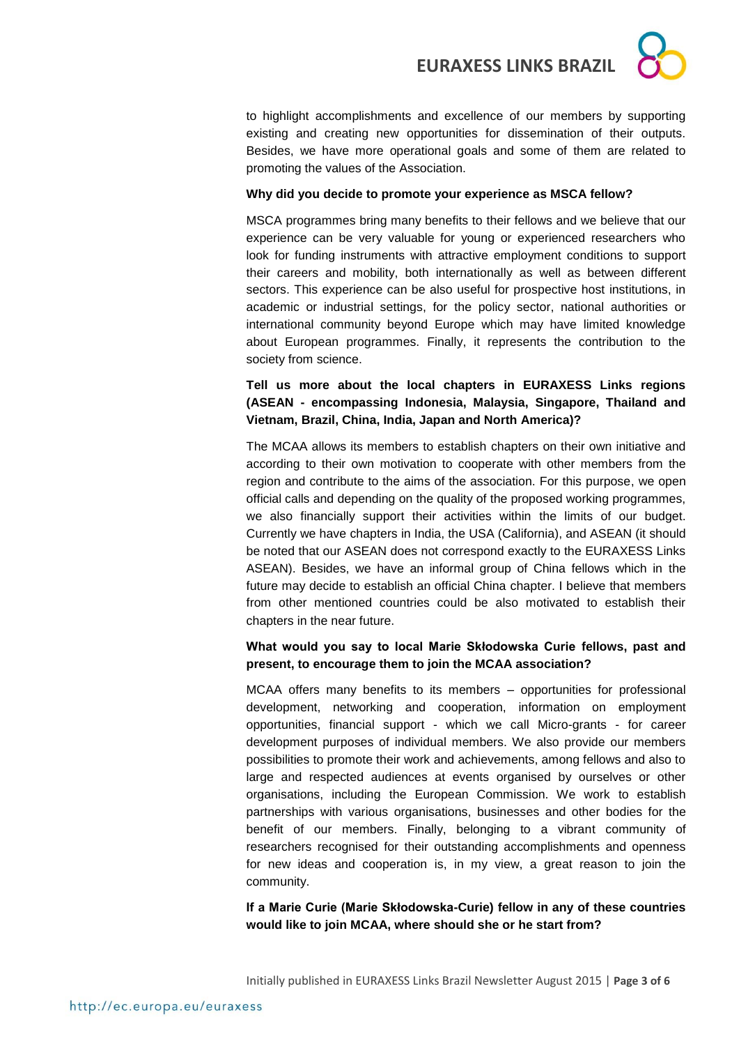to highlight accomplishments and excellence of our members by supporting existing and creating new opportunities for dissemination of their outputs. Besides, we have more operational goals and some of them are related to promoting the values of the Association.

**Why did you decide to promote your experience as MSCA fellow?**

MSCA programmes bring many benefits to their fellows and we believe that our experience can be very valuable for young or experienced researchers who look for funding instruments with attractive employment conditions to support their careers and mobility, both internationally as well as between different sectors. This experience can be also useful for prospective host institutions, in academic or industrial settings, for the policy sector, national authorities or international community beyond Europe which may have limited knowledge about European programmes. Finally, it represents the contribution to the society from science.

**Tell us more about the local chapters in EURAXESS Links regions (ASEAN - encompassing Indonesia, Malaysia, Singapore, Thailand and Vietnam, Brazil, China, India, Japan and North America)?**

The MCAA allows its members to establish chapters on their own initiative and according to their own motivation to cooperate with other members from the region and contribute to the aims of the association. For this purpose, we open official calls and depending on the quality of the proposed working programmes, we also financially support their activities within the limits of our budget. Currently we have chapters in India, the USA (California), and ASEAN (it should be noted that our ASEAN does not correspond exactly to the EURAXESS Links ASEAN). Besides, we have an informal group of China fellows which in the future may decide to establish an official China chapter. I believe that members from other mentioned countries could be also motivated to establish their chapters in the near future.

**What would you say to local Marie Skłodowska Curie fellows, past and present, to encourage them to join the MCAA association?**

MCAA offers many benefits to its members – opportunities for professional development, networking and cooperation, information on employment opportunities, financial support - which we call Micro-grants - for career development purposes of individual members. We also provide our members possibilities to promote their work and achievements, among fellows and also to large and respected audiences at events organised by ourselves or other organisations, including the European Commission. We work to establish partnerships with various organisations, businesses and other bodies for the benefit of our members. Finally, belonging to a vibrant community of researchers recognised for their outstanding accomplishments and openness for new ideas and cooperation is, in my view, a great reason to join the community.

**If a Marie Curie (Marie Skłodowska-Curie) fellow in any of these countries would like to join MCAA, where should she or he start from?**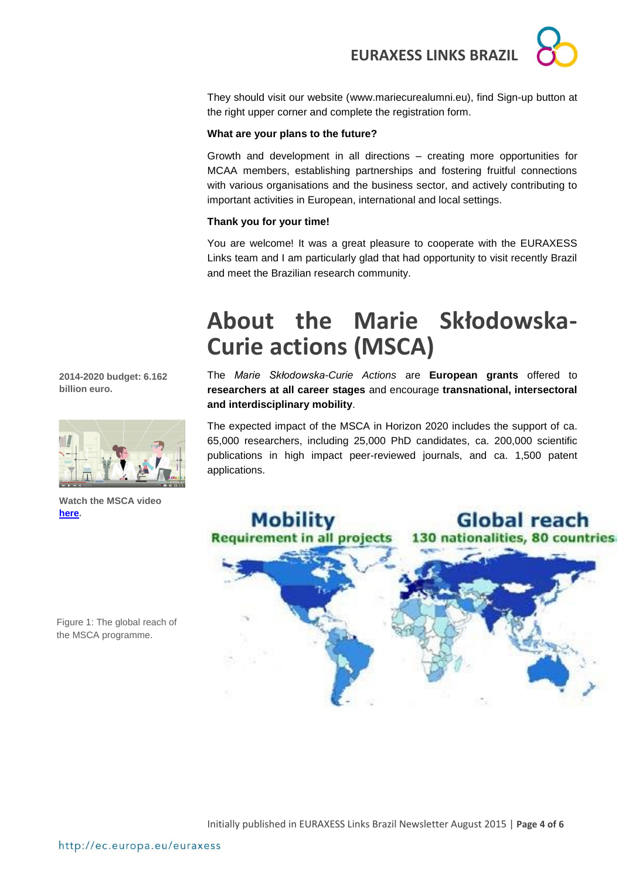They should visit our website (www.mariecurealumni.eu), find Sign-up button at the right upper corner and complete the registration form.

**What are your plans to the future?**

Growth and development in all directions – creating more opportunities for MCAA members, establishing partnerships and fostering fruitful connections with various organisations and the business sector, and actively contributing to important activities in European, international and local settings.

**Thank you for your time!**

You are welcome! It was a great pleasure to cooperate with the EURAXESS Links team and I am particularly glad that had opportunity to visit recently Brazil and meet the Brazilian research community.

# About the Marie Skłodowska-Curie actions (MSCA)

**2014-2020 budget: 6.162 billion euro.**

The *Marie Skłodowska-Curie Actions* are **European grants** offered to **researchers at all career stages** and encourage **transnational, intersectoral and interdisciplinary mobility**.

The expected impact of the MSCA in Horizon 2020 includes the support of ca. 65,000 researchers, including 25,000 PhD candidates, ca. 200,000 scientific publications in high impact peer-reviewed journals, and ca. 1,500 patent applications.

**Watch the MSCA video here.**

Mobility
Requirement in all projects

Global reach
130 nationalities, 80 countries

Figure 1: The global reach of the MSCA programme.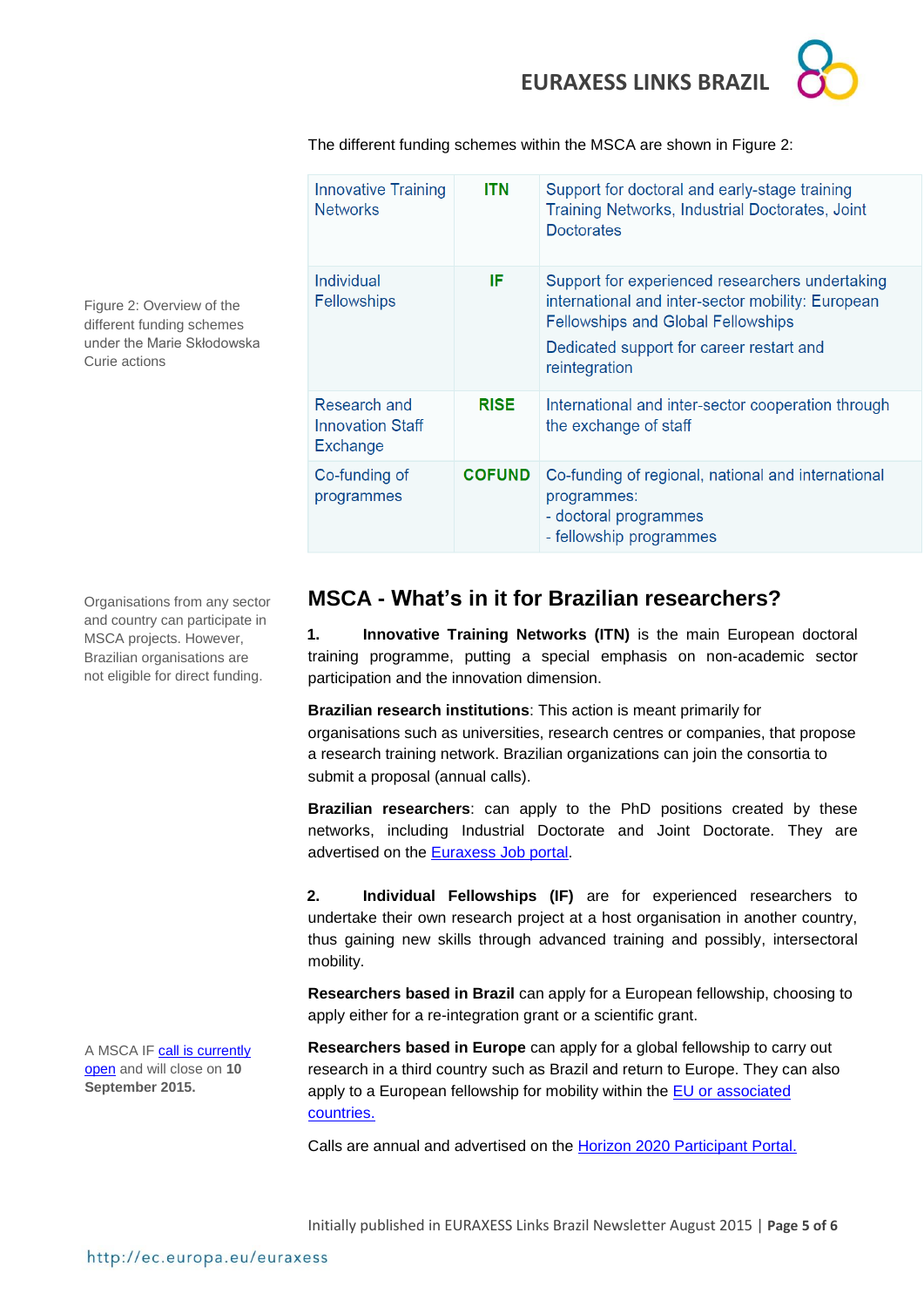The different funding schemes within the MSCA are shown in Figure 2:

| Innovative Training Networks | **ITN** | Support for doctoral and early-stage training Training Networks, Industrial Doctorates, Joint Doctorates |
|---|---|---|
| Individual Fellowships | **IF** | Support for experienced researchers undertaking international and inter-sector mobility: European Fellowships and Global Fellowships<br>Dedicated support for career restart and reintegration |
| Research and Innovation Staff Exchange | **RISE** | International and inter-sector cooperation through the exchange of staff |
| Co-funding of programmes | **COFUND** | Co-funding of regional, national and international programmes:<br>- doctoral programmes<br>- fellowship programmes |

Figure 2: Overview of the different funding schemes under the Marie Skłodowska Curie actions

## MSCA - What's in it for Brazilian researchers?

Organisations from any sector and country can participate in MSCA projects. However, Brazilian organisations are not eligible for direct funding.

**1. Innovative Training Networks (ITN)** is the main European doctoral training programme, putting a special emphasis on non-academic sector participation and the innovation dimension.

**Brazilian research institutions**: This action is meant primarily for organisations such as universities, research centres or companies, that propose a research training network. Brazilian organizations can join the consortia to submit a proposal (annual calls).

**Brazilian researchers**: can apply to the PhD positions created by these networks, including Industrial Doctorate and Joint Doctorate. They are advertised on the Euraxess Job portal.

**2. Individual Fellowships (IF)** are for experienced researchers to undertake their own research project at a host organisation in another country, thus gaining new skills through advanced training and possibly, intersectoral mobility.

**Researchers based in Brazil** can apply for a European fellowship, choosing to apply either for a re-integration grant or a scientific grant.

**Researchers based in Europe** can apply for a global fellowship to carry out research in a third country such as Brazil and return to Europe. They can also apply to a European fellowship for mobility within the EU or associated countries.

A MSCA IF call is currently open and will close on **10 September 2015.**

Calls are annual and advertised on the Horizon 2020 Participant Portal.

Initially published in EURAXESS Links Brazil Newsletter August 2015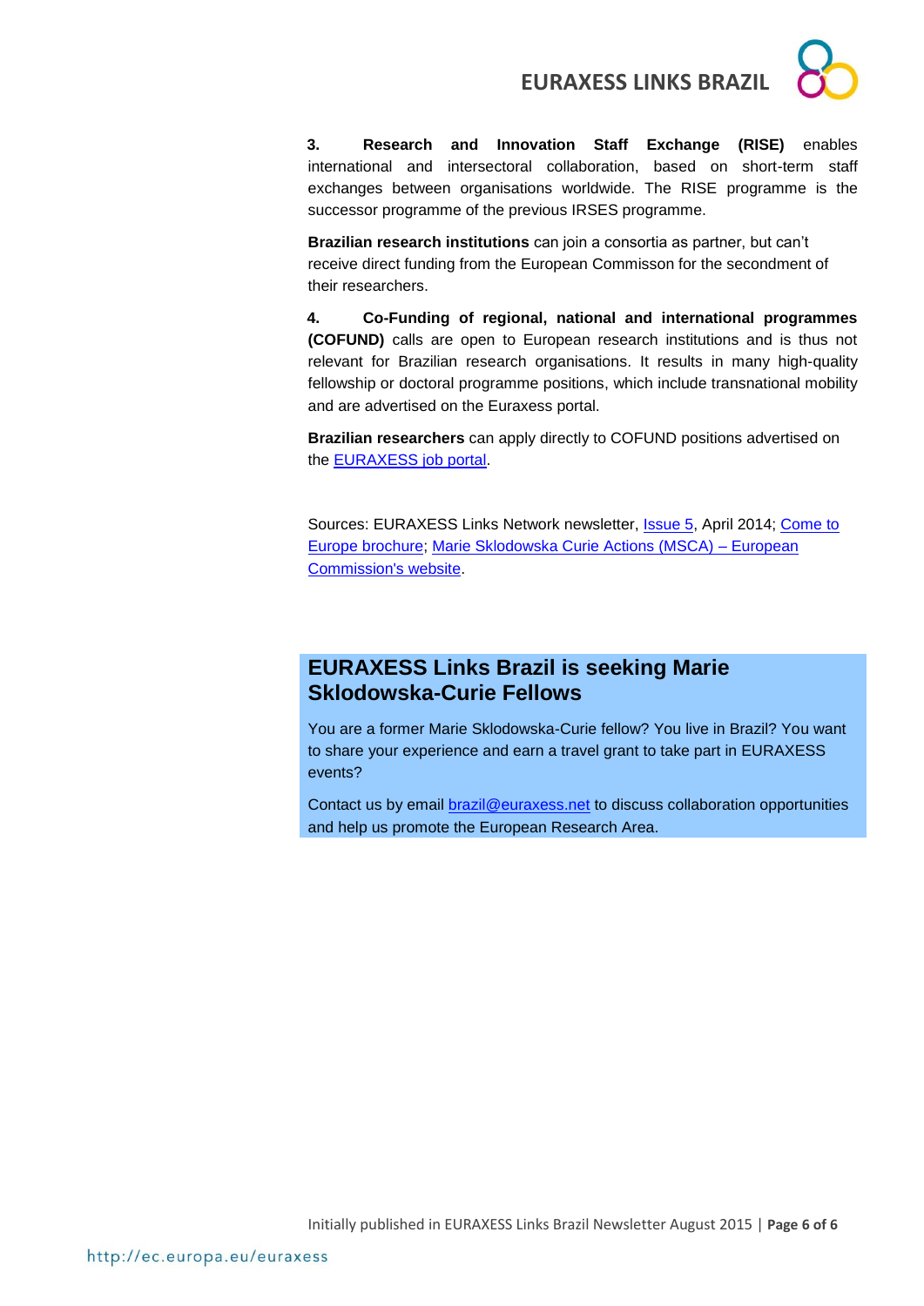**3. Research and Innovation Staff Exchange (RISE)** enables international and intersectoral collaboration, based on short-term staff exchanges between organisations worldwide. The RISE programme is the successor programme of the previous IRSES programme.

**Brazilian research institutions** can join a consortia as partner, but can't receive direct funding from the European Commisson for the secondment of their researchers.

**4. Co-Funding of regional, national and international programmes (COFUND)** calls are open to European research institutions and is thus not relevant for Brazilian research organisations. It results in many high-quality fellowship or doctoral programme positions, which include transnational mobility and are advertised on the Euraxess portal.

**Brazilian researchers** can apply directly to COFUND positions advertised on the EURAXESS job portal.

Sources: EURAXESS Links Network newsletter, Issue 5, April 2014; Come to Europe brochure; Marie Sklodowska Curie Actions (MSCA) – European Commission's website.

## EURAXESS Links Brazil is seeking Marie Sklodowska-Curie Fellows

You are a former Marie Sklodowska-Curie fellow? You live in Brazil? You want to share your experience and earn a travel grant to take part in EURAXESS events?

Contact us by email brazil@euraxess.net to discuss collaboration opportunities and help us promote the European Research Area.

Initially published in EURAXESS Links Brazil Newsletter August 2015